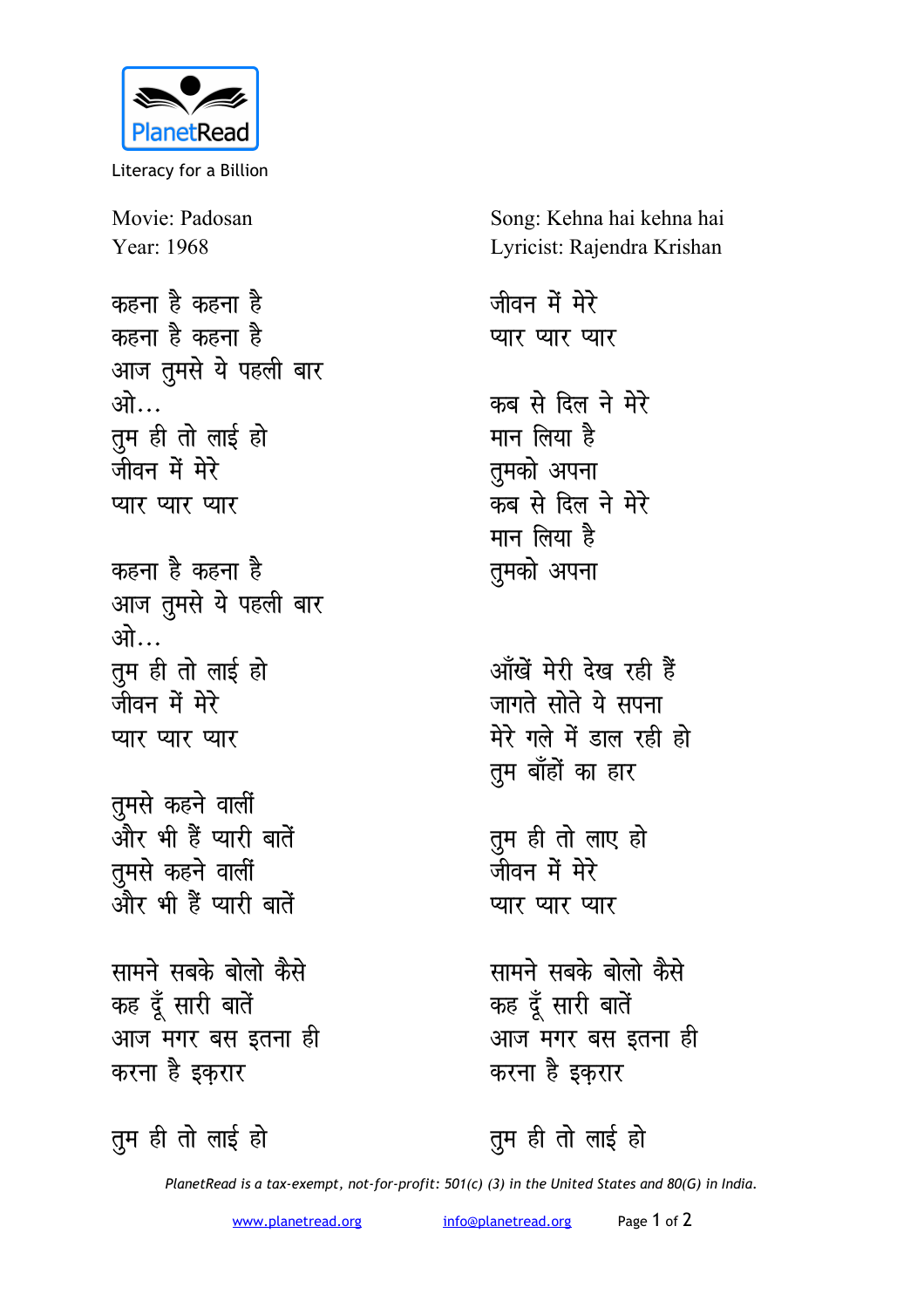PlanetRead

Literacy for a Billion

Movie: Padosan
Year: 1968

Song: Kehna hai kehna hai
Lyricist: Rajendra Krishan

कहना है कहना है
कहना है कहना है
आज तुमसे ये पहली बार
ओ...
तुम ही तो लाई हो
जीवन में मेरे
प्यार प्यार प्यार

कहना है कहना है
आज तुमसे ये पहली बार
ओ...
तुम ही तो लाई हो
जीवन में मेरे
प्यार प्यार प्यार

तुमसे कहने वालीं
और भी हैं प्यारी बातें
तुमसे कहने वालीं
और भी हैं प्यारी बातें

सामने सबके बोलो कैसे
कह दूँ सारी बातें
आज मगर बस इतना ही
करना है इक़रार

तुम ही तो लाई हो
जीवन में मेरे
प्यार प्यार प्यार

कब से दिल ने मेरे
मान लिया है
तुमको अपना
कब से दिल ने मेरे
मान लिया है
तुमको अपना

आँखें मेरी देख रही हैं
जागते सोते ये सपना
मेरे गले में डाल रही हो
तुम बाँहों का हार

तुम ही तो लाए हो
जीवन में मेरे
प्यार प्यार प्यार

सामने सबके बोलो कैसे
कह दूँ सारी बातें
आज मगर बस इतना ही
करना है इक़रार

तुम ही तो लाई हो

*PlanetRead is a tax-exempt, not-for-profit: 501(c) (3) in the United States and 80(G) in India.*

www.planetread.org info@planetread.org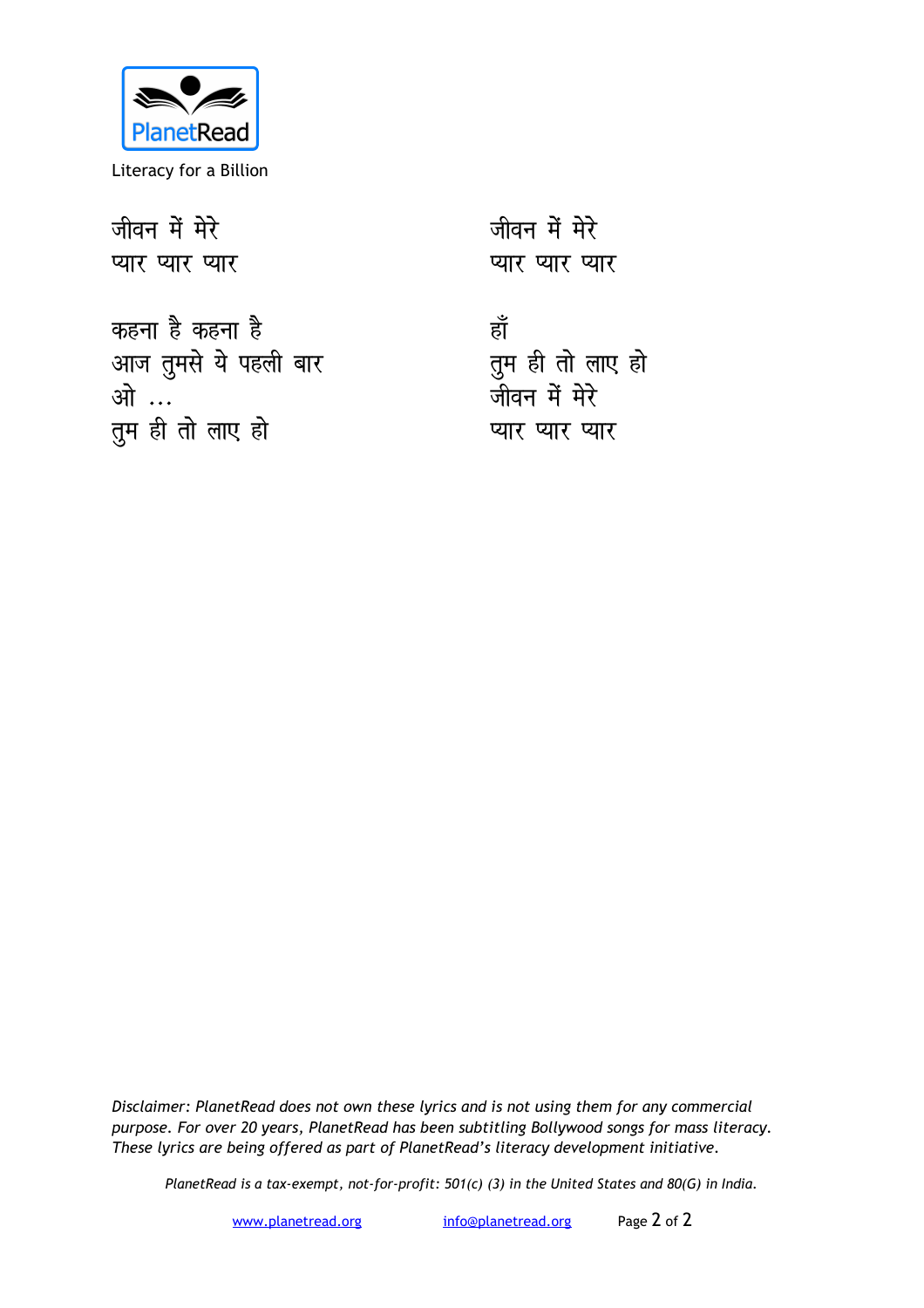PlanetRead

Literacy for a Billion

जीवन में मेरे
प्यार प्यार प्यार

कहना है कहना है
आज तुमसे ये पहली बार
ओ ...
तुम ही तो लाए हो

जीवन में मेरे
प्यार प्यार प्यार

हाँ
तुम ही तो लाए हो
जीवन में मेरे
प्यार प्यार प्यार

*Disclaimer: PlanetRead does not own these lyrics and is not using them for any commercial purpose. For over 20 years, PlanetRead has been subtitling Bollywood songs for mass literacy. These lyrics are being offered as part of PlanetRead's literacy development initiative.*

*PlanetRead is a tax-exempt, not-for-profit: 501(c) (3) in the United States and 80(G) in India.*

www.planetread.org info@planetread.org